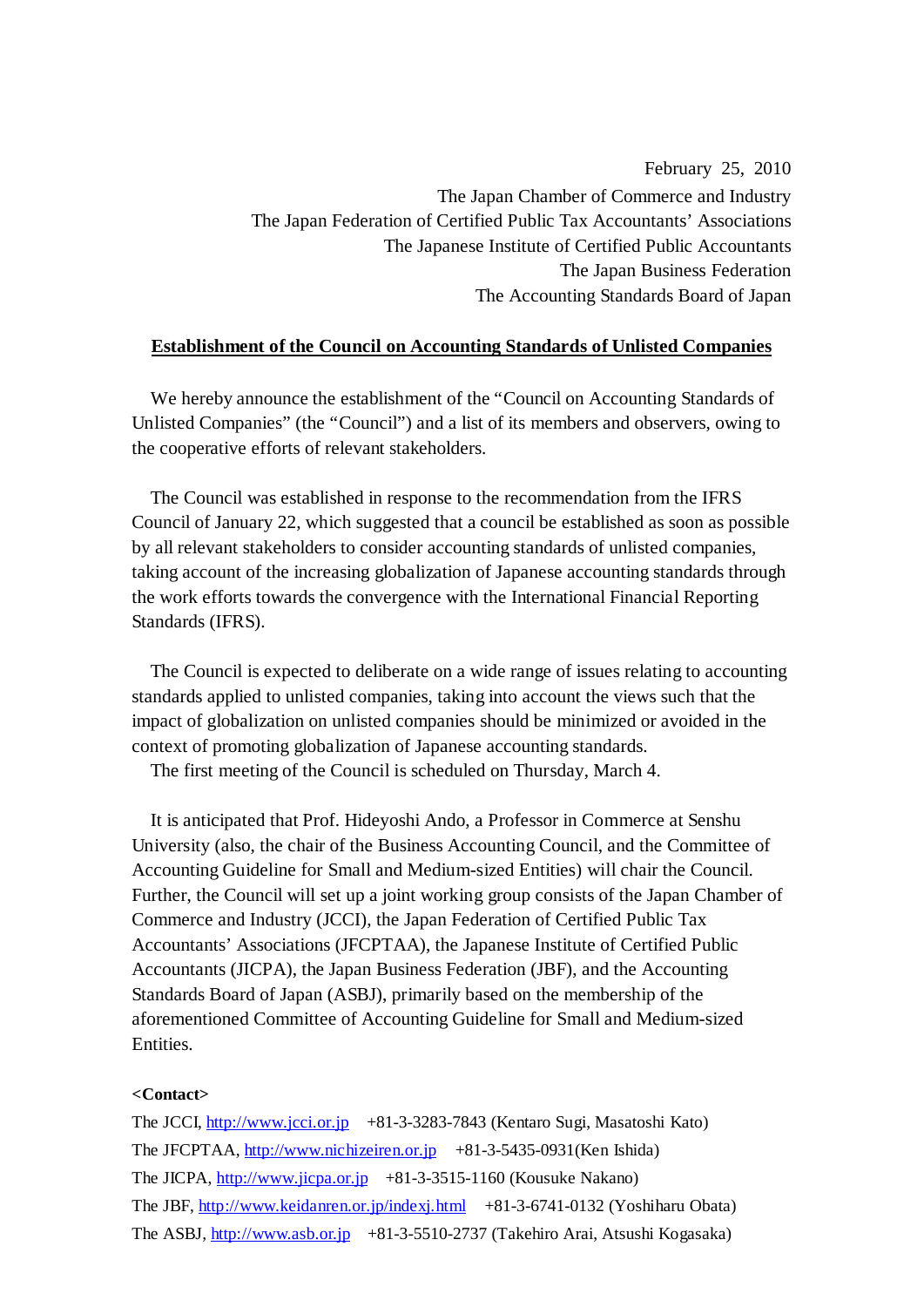February 25, 2010

The Japan Chamber of Commerce and Industry

The Japan Federation of Certified Public Tax Accountants' Associations

The Japanese Institute of Certified Public Accountants

The Japan Business Federation

The Accounting Standards Board of Japan

## Establishment of the Council on Accounting Standards of Unlisted Companies

We hereby announce the establishment of the "Council on Accounting Standards of Unlisted Companies" (the "Council") and a list of its members and observers, owing to the cooperative efforts of relevant stakeholders.

The Council was established in response to the recommendation from the IFRS Council of January 22, which suggested that a council be established as soon as possible by all relevant stakeholders to consider accounting standards of unlisted companies, taking account of the increasing globalization of Japanese accounting standards through the work efforts towards the convergence with the International Financial Reporting Standards (IFRS).

The Council is expected to deliberate on a wide range of issues relating to accounting standards applied to unlisted companies, taking into account the views such that the impact of globalization on unlisted companies should be minimized or avoided in the context of promoting globalization of Japanese accounting standards.

The first meeting of the Council is scheduled on Thursday, March 4.

It is anticipated that Prof. Hideyoshi Ando, a Professor in Commerce at Senshu University (also, the chair of the Business Accounting Council, and the Committee of Accounting Guideline for Small and Medium-sized Entities) will chair the Council. Further, the Council will set up a joint working group consists of the Japan Chamber of Commerce and Industry (JCCI), the Japan Federation of Certified Public Tax Accountants' Associations (JFCPTAA), the Japanese Institute of Certified Public Accountants (JICPA), the Japan Business Federation (JBF), and the Accounting Standards Board of Japan (ASBJ), primarily based on the membership of the aforementioned Committee of Accounting Guideline for Small and Medium-sized Entities.

**<Contact>**

The JCCI, http://www.jcci.or.jp +81-3-3283-7843 (Kentaro Sugi, Masatoshi Kato)

The JFCPTAA, http://www.nichizeiren.or.jp +81-3-5435-0931(Ken Ishida)

The JICPA, http://www.jicpa.or.jp +81-3-3515-1160 (Kousuke Nakano)

The JBF, http://www.keidanren.or.jp/indexj.html +81-3-6741-0132 (Yoshiharu Obata)

The ASBJ, http://www.asb.or.jp +81-3-5510-2737 (Takehiro Arai, Atsushi Kogasaka)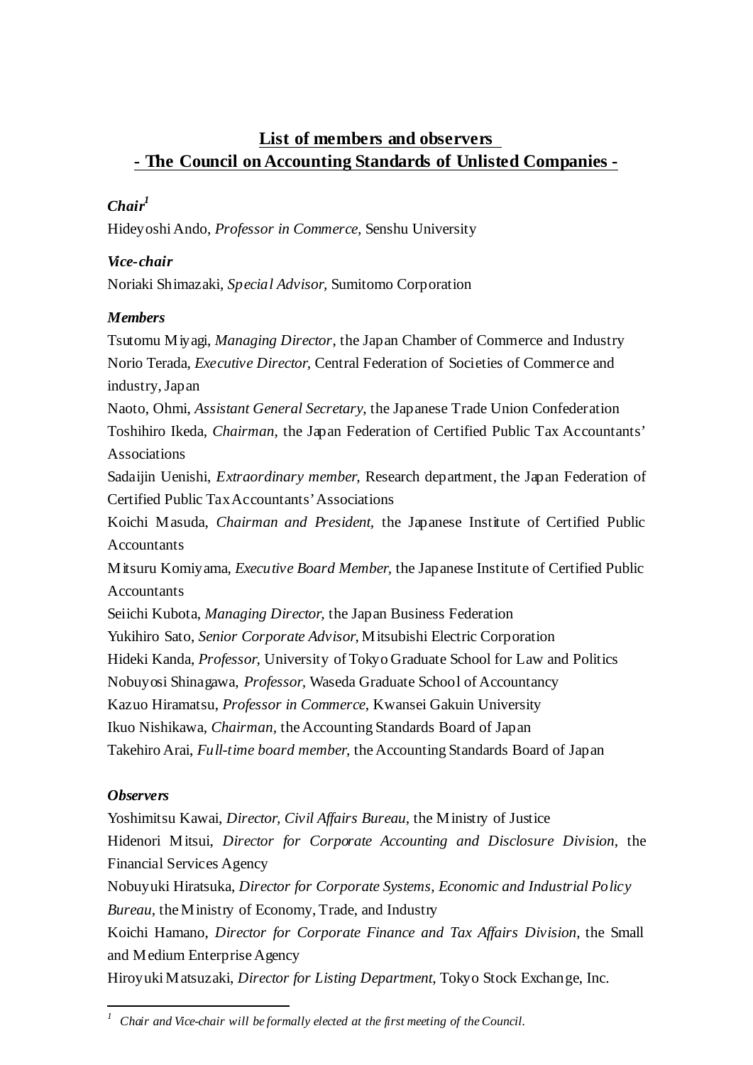# List of members and observers
## - The Council on Accounting Standards of Unlisted Companies -

***Chair***[1]

Hideyoshi Ando, *Professor in Commerce,* Senshu University

***Vice-chair***

Noriaki Shimazaki, *Special Advisor,* Sumitomo Corporation

***Members***

Tsutomu Miyagi, *Managing Director*, the Japan Chamber of Commerce and Industry
Norio Terada, *Executive Director,* Central Federation of Societies of Commerce and industry, Japan
Naoto, Ohmi, *Assistant General Secretary*, the Japanese Trade Union Confederation
Toshihiro Ikeda, *Chairman*, the Japan Federation of Certified Public Tax Accountants' Associations
Sadaijin Uenishi, *Extraordinary member,* Research department, the Japan Federation of Certified Public Tax Accountants' Associations
Koichi Masuda, *Chairman and President,* the Japanese Institute of Certified Public Accountants
Mitsuru Komiyama, *Executive Board Member,* the Japanese Institute of Certified Public Accountants
Seiichi Kubota, *Managing Director,* the Japan Business Federation
Yukihiro Sato, *Senior Corporate Advisor,* Mitsubishi Electric Corporation
Hideki Kanda, *Professor,* University of Tokyo Graduate School for Law and Politics
Nobuyosi Shinagawa, *Professor,* Waseda Graduate School of Accountancy
Kazuo Hiramatsu, *Professor in Commerce,* Kwansei Gakuin University
Ikuo Nishikawa, *Chairman,* the Accounting Standards Board of Japan
Takehiro Arai, *Full-time board member,* the Accounting Standards Board of Japan

***Observers***

Yoshimitsu Kawai, *Director, Civil Affairs Bureau,* the Ministry of Justice
Hidenori Mitsui, *Director for Corporate Accounting and Disclosure Division*, the Financial Services Agency
Nobuyuki Hiratsuka, *Director for Corporate Systems, Economic and Industrial Policy Bureau,* the Ministry of Economy, Trade, and Industry
Koichi Hamano, *Director for Corporate Finance and Tax Affairs Division*, the Small and Medium Enterprise Agency
Hiroyuki Matsuzaki, *Director for Listing Department,* Tokyo Stock Exchange, Inc.

---

[1] *Chair and Vice-chair will be formally elected at the first meeting of the Council.*